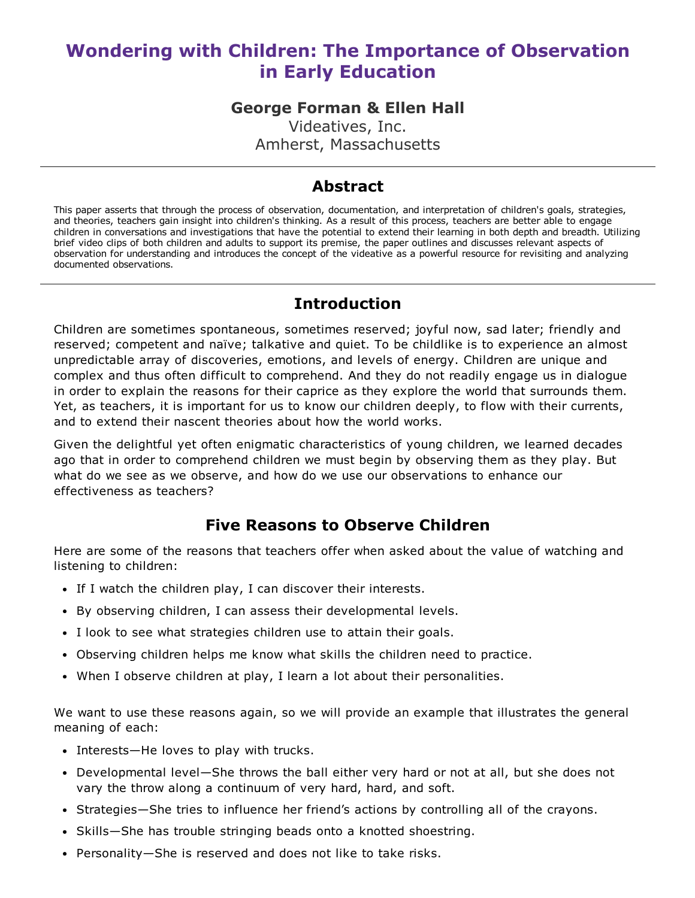# Wondering with Children: The Importance of Observation in Early Education

**George Forman & Ellen Hall**

Videatives, Inc.
Amherst, Massachusetts

## Abstract

This paper asserts that through the process of observation, documentation, and interpretation of children's goals, strategies, and theories, teachers gain insight into children's thinking. As a result of this process, teachers are better able to engage children in conversations and investigations that have the potential to extend their learning in both depth and breadth. Utilizing brief video clips of both children and adults to support its premise, the paper outlines and discusses relevant aspects of observation for understanding and introduces the concept of the videative as a powerful resource for revisiting and analyzing documented observations.

## Introduction

Children are sometimes spontaneous, sometimes reserved; joyful now, sad later; friendly and reserved; competent and naïve; talkative and quiet. To be childlike is to experience an almost unpredictable array of discoveries, emotions, and levels of energy. Children are unique and complex and thus often difficult to comprehend. And they do not readily engage us in dialogue in order to explain the reasons for their caprice as they explore the world that surrounds them. Yet, as teachers, it is important for us to know our children deeply, to flow with their currents, and to extend their nascent theories about how the world works.

Given the delightful yet often enigmatic characteristics of young children, we learned decades ago that in order to comprehend children we must begin by observing them as they play. But what do we see as we observe, and how do we use our observations to enhance our effectiveness as teachers?

## Five Reasons to Observe Children

Here are some of the reasons that teachers offer when asked about the value of watching and listening to children:

- If I watch the children play, I can discover their interests.
- By observing children, I can assess their developmental levels.
- I look to see what strategies children use to attain their goals.
- Observing children helps me know what skills the children need to practice.
- When I observe children at play, I learn a lot about their personalities.

We want to use these reasons again, so we will provide an example that illustrates the general meaning of each:

- Interests—He loves to play with trucks.
- Developmental level—She throws the ball either very hard or not at all, but she does not vary the throw along a continuum of very hard, hard, and soft.
- Strategies—She tries to influence her friend's actions by controlling all of the crayons.
- Skills—She has trouble stringing beads onto a knotted shoestring.
- Personality—She is reserved and does not like to take risks.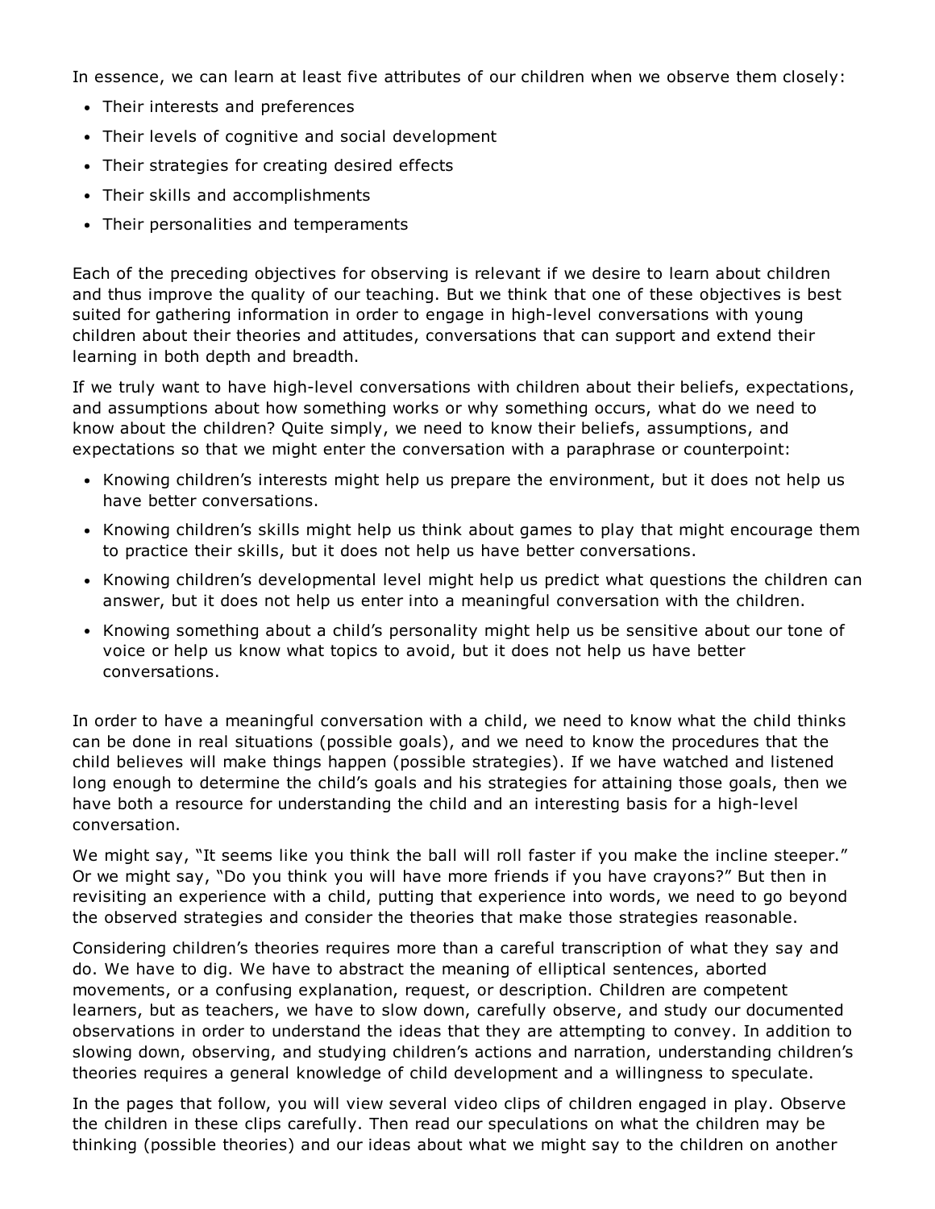In essence, we can learn at least five attributes of our children when we observe them closely:

- Their interests and preferences
- Their levels of cognitive and social development
- Their strategies for creating desired effects
- Their skills and accomplishments
- Their personalities and temperaments

Each of the preceding objectives for observing is relevant if we desire to learn about children and thus improve the quality of our teaching. But we think that one of these objectives is best suited for gathering information in order to engage in high-level conversations with young children about their theories and attitudes, conversations that can support and extend their learning in both depth and breadth.

If we truly want to have high-level conversations with children about their beliefs, expectations, and assumptions about how something works or why something occurs, what do we need to know about the children? Quite simply, we need to know their beliefs, assumptions, and expectations so that we might enter the conversation with a paraphrase or counterpoint:

- Knowing children's interests might help us prepare the environment, but it does not help us have better conversations.
- Knowing children's skills might help us think about games to play that might encourage them to practice their skills, but it does not help us have better conversations.
- Knowing children's developmental level might help us predict what questions the children can answer, but it does not help us enter into a meaningful conversation with the children.
- Knowing something about a child's personality might help us be sensitive about our tone of voice or help us know what topics to avoid, but it does not help us have better conversations.

In order to have a meaningful conversation with a child, we need to know what the child thinks can be done in real situations (possible goals), and we need to know the procedures that the child believes will make things happen (possible strategies). If we have watched and listened long enough to determine the child's goals and his strategies for attaining those goals, then we have both a resource for understanding the child and an interesting basis for a high-level conversation.

We might say, "It seems like you think the ball will roll faster if you make the incline steeper." Or we might say, "Do you think you will have more friends if you have crayons?" But then in revisiting an experience with a child, putting that experience into words, we need to go beyond the observed strategies and consider the theories that make those strategies reasonable.

Considering children's theories requires more than a careful transcription of what they say and do. We have to dig. We have to abstract the meaning of elliptical sentences, aborted movements, or a confusing explanation, request, or description. Children are competent learners, but as teachers, we have to slow down, carefully observe, and study our documented observations in order to understand the ideas that they are attempting to convey. In addition to slowing down, observing, and studying children's actions and narration, understanding children's theories requires a general knowledge of child development and a willingness to speculate.

In the pages that follow, you will view several video clips of children engaged in play. Observe the children in these clips carefully. Then read our speculations on what the children may be thinking (possible theories) and our ideas about what we might say to the children on another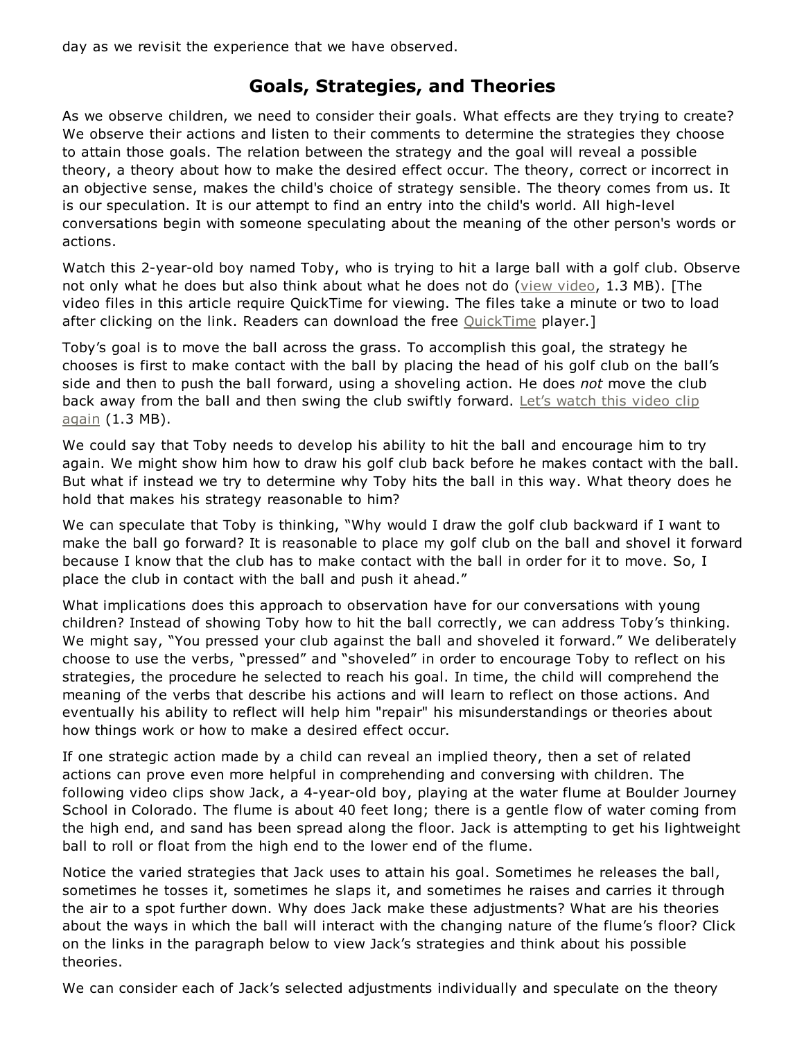day as we revisit the experience that we have observed.

## Goals, Strategies, and Theories

As we observe children, we need to consider their goals. What effects are they trying to create? We observe their actions and listen to their comments to determine the strategies they choose to attain those goals. The relation between the strategy and the goal will reveal a possible theory, a theory about how to make the desired effect occur. The theory, correct or incorrect in an objective sense, makes the child's choice of strategy sensible. The theory comes from us. It is our speculation. It is our attempt to find an entry into the child's world. All high-level conversations begin with someone speculating about the meaning of the other person's words or actions.

Watch this 2-year-old boy named Toby, who is trying to hit a large ball with a golf club. Observe not only what he does but also think about what he does not do (view video, 1.3 MB). [The video files in this article require QuickTime for viewing. The files take a minute or two to load after clicking on the link. Readers can download the free QuickTime player.]

Toby's goal is to move the ball across the grass. To accomplish this goal, the strategy he chooses is first to make contact with the ball by placing the head of his golf club on the ball's side and then to push the ball forward, using a shoveling action. He does *not* move the club back away from the ball and then swing the club swiftly forward. Let's watch this video clip again (1.3 MB).

We could say that Toby needs to develop his ability to hit the ball and encourage him to try again. We might show him how to draw his golf club back before he makes contact with the ball. But what if instead we try to determine why Toby hits the ball in this way. What theory does he hold that makes his strategy reasonable to him?

We can speculate that Toby is thinking, "Why would I draw the golf club backward if I want to make the ball go forward? It is reasonable to place my golf club on the ball and shovel it forward because I know that the club has to make contact with the ball in order for it to move. So, I place the club in contact with the ball and push it ahead."

What implications does this approach to observation have for our conversations with young children? Instead of showing Toby how to hit the ball correctly, we can address Toby's thinking. We might say, "You pressed your club against the ball and shoveled it forward." We deliberately choose to use the verbs, "pressed" and "shoveled" in order to encourage Toby to reflect on his strategies, the procedure he selected to reach his goal. In time, the child will comprehend the meaning of the verbs that describe his actions and will learn to reflect on those actions. And eventually his ability to reflect will help him "repair" his misunderstandings or theories about how things work or how to make a desired effect occur.

If one strategic action made by a child can reveal an implied theory, then a set of related actions can prove even more helpful in comprehending and conversing with children. The following video clips show Jack, a 4-year-old boy, playing at the water flume at Boulder Journey School in Colorado. The flume is about 40 feet long; there is a gentle flow of water coming from the high end, and sand has been spread along the floor. Jack is attempting to get his lightweight ball to roll or float from the high end to the lower end of the flume.

Notice the varied strategies that Jack uses to attain his goal. Sometimes he releases the ball, sometimes he tosses it, sometimes he slaps it, and sometimes he raises and carries it through the air to a spot further down. Why does Jack make these adjustments? What are his theories about the ways in which the ball will interact with the changing nature of the flume's floor? Click on the links in the paragraph below to view Jack's strategies and think about his possible theories.

We can consider each of Jack's selected adjustments individually and speculate on the theory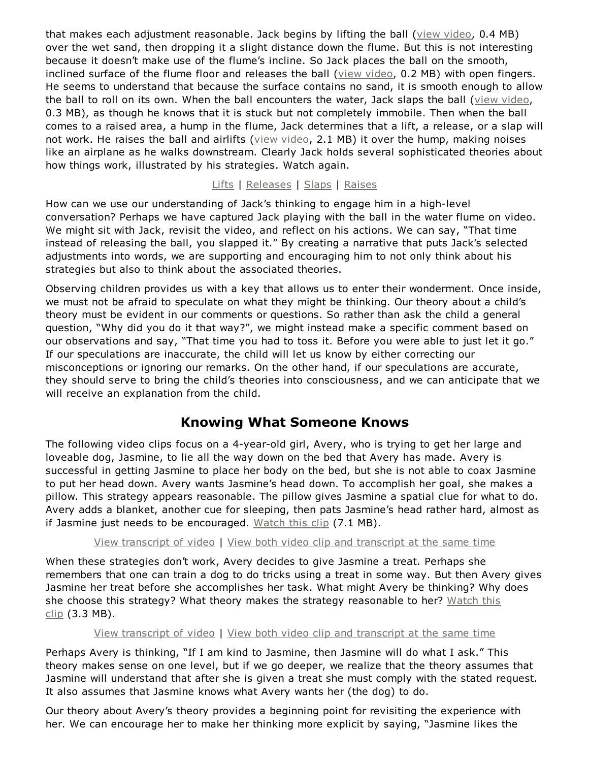that makes each adjustment reasonable. Jack begins by lifting the ball (view video, 0.4 MB) over the wet sand, then dropping it a slight distance down the flume. But this is not interesting because it doesn't make use of the flume's incline. So Jack places the ball on the smooth, inclined surface of the flume floor and releases the ball (view video, 0.2 MB) with open fingers. He seems to understand that because the surface contains no sand, it is smooth enough to allow the ball to roll on its own. When the ball encounters the water, Jack slaps the ball (view video, 0.3 MB), as though he knows that it is stuck but not completely immobile. Then when the ball comes to a raised area, a hump in the flume, Jack determines that a lift, a release, or a slap will not work. He raises the ball and airlifts (view video, 2.1 MB) it over the hump, making noises like an airplane as he walks downstream. Clearly Jack holds several sophisticated theories about how things work, illustrated by his strategies. Watch again.

Lifts | Releases | Slaps | Raises

How can we use our understanding of Jack's thinking to engage him in a high-level conversation? Perhaps we have captured Jack playing with the ball in the water flume on video. We might sit with Jack, revisit the video, and reflect on his actions. We can say, "That time instead of releasing the ball, you slapped it." By creating a narrative that puts Jack's selected adjustments into words, we are supporting and encouraging him to not only think about his strategies but also to think about the associated theories.

Observing children provides us with a key that allows us to enter their wonderment. Once inside, we must not be afraid to speculate on what they might be thinking. Our theory about a child's theory must be evident in our comments or questions. So rather than ask the child a general question, "Why did you do it that way?", we might instead make a specific comment based on our observations and say, "That time you had to toss it. Before you were able to just let it go." If our speculations are inaccurate, the child will let us know by either correcting our misconceptions or ignoring our remarks. On the other hand, if our speculations are accurate, they should serve to bring the child's theories into consciousness, and we can anticipate that we will receive an explanation from the child.

## Knowing What Someone Knows

The following video clips focus on a 4-year-old girl, Avery, who is trying to get her large and loveable dog, Jasmine, to lie all the way down on the bed that Avery has made. Avery is successful in getting Jasmine to place her body on the bed, but she is not able to coax Jasmine to put her head down. Avery wants Jasmine's head down. To accomplish her goal, she makes a pillow. This strategy appears reasonable. The pillow gives Jasmine a spatial clue for what to do. Avery adds a blanket, another cue for sleeping, then pats Jasmine's head rather hard, almost as if Jasmine just needs to be encouraged. Watch this clip (7.1 MB).

View transcript of video | View both video clip and transcript at the same time

When these strategies don't work, Avery decides to give Jasmine a treat. Perhaps she remembers that one can train a dog to do tricks using a treat in some way. But then Avery gives Jasmine her treat before she accomplishes her task. What might Avery be thinking? Why does she choose this strategy? What theory makes the strategy reasonable to her? Watch this clip (3.3 MB).

View transcript of video | View both video clip and transcript at the same time

Perhaps Avery is thinking, "If I am kind to Jasmine, then Jasmine will do what I ask." This theory makes sense on one level, but if we go deeper, we realize that the theory assumes that Jasmine will understand that after she is given a treat she must comply with the stated request. It also assumes that Jasmine knows what Avery wants her (the dog) to do.

Our theory about Avery's theory provides a beginning point for revisiting the experience with her. We can encourage her to make her thinking more explicit by saying, "Jasmine likes the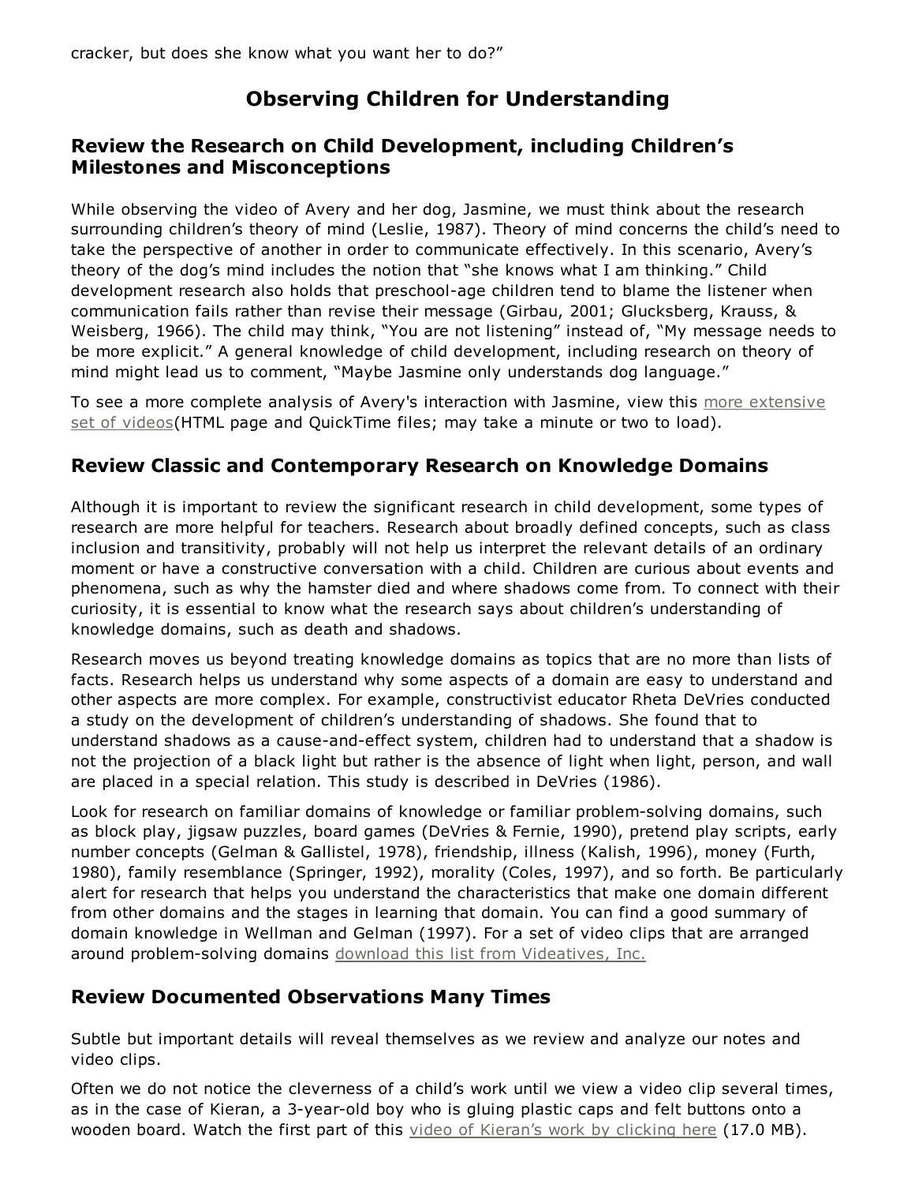cracker, but does she know what you want her to do?"

# Observing Children for Understanding

## Review the Research on Child Development, including Children's Milestones and Misconceptions

While observing the video of Avery and her dog, Jasmine, we must think about the research surrounding children's theory of mind (Leslie, 1987). Theory of mind concerns the child's need to take the perspective of another in order to communicate effectively. In this scenario, Avery's theory of the dog's mind includes the notion that "she knows what I am thinking." Child development research also holds that preschool-age children tend to blame the listener when communication fails rather than revise their message (Girbau, 2001; Glucksberg, Krauss, & Weisberg, 1966). The child may think, "You are not listening" instead of, "My message needs to be more explicit." A general knowledge of child development, including research on theory of mind might lead us to comment, "Maybe Jasmine only understands dog language."

To see a more complete analysis of Avery's interaction with Jasmine, view this more extensive set of videos(HTML page and QuickTime files; may take a minute or two to load).

## Review Classic and Contemporary Research on Knowledge Domains

Although it is important to review the significant research in child development, some types of research are more helpful for teachers. Research about broadly defined concepts, such as class inclusion and transitivity, probably will not help us interpret the relevant details of an ordinary moment or have a constructive conversation with a child. Children are curious about events and phenomena, such as why the hamster died and where shadows come from. To connect with their curiosity, it is essential to know what the research says about children's understanding of knowledge domains, such as death and shadows.

Research moves us beyond treating knowledge domains as topics that are no more than lists of facts. Research helps us understand why some aspects of a domain are easy to understand and other aspects are more complex. For example, constructivist educator Rheta DeVries conducted a study on the development of children's understanding of shadows. She found that to understand shadows as a cause-and-effect system, children had to understand that a shadow is not the projection of a black light but rather is the absence of light when light, person, and wall are placed in a special relation. This study is described in DeVries (1986).

Look for research on familiar domains of knowledge or familiar problem-solving domains, such as block play, jigsaw puzzles, board games (DeVries & Fernie, 1990), pretend play scripts, early number concepts (Gelman & Gallistel, 1978), friendship, illness (Kalish, 1996), money (Furth, 1980), family resemblance (Springer, 1992), morality (Coles, 1997), and so forth. Be particularly alert for research that helps you understand the characteristics that make one domain different from other domains and the stages in learning that domain. You can find a good summary of domain knowledge in Wellman and Gelman (1997). For a set of video clips that are arranged around problem-solving domains download this list from Videatives, Inc.

## Review Documented Observations Many Times

Subtle but important details will reveal themselves as we review and analyze our notes and video clips.

Often we do not notice the cleverness of a child's work until we view a video clip several times, as in the case of Kieran, a 3-year-old boy who is gluing plastic caps and felt buttons onto a wooden board. Watch the first part of this video of Kieran's work by clicking here (17.0 MB).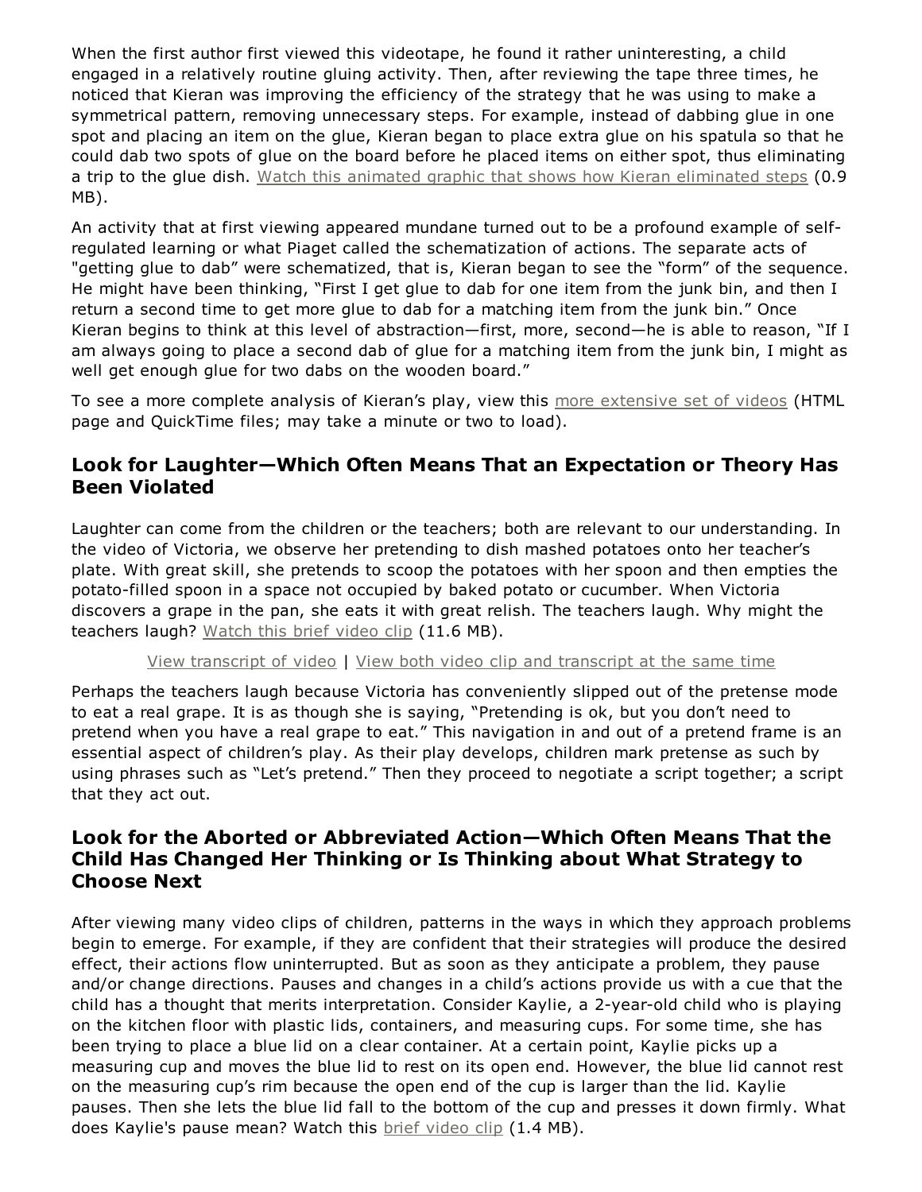When the first author first viewed this videotape, he found it rather uninteresting, a child engaged in a relatively routine gluing activity. Then, after reviewing the tape three times, he noticed that Kieran was improving the efficiency of the strategy that he was using to make a symmetrical pattern, removing unnecessary steps. For example, instead of dabbing glue in one spot and placing an item on the glue, Kieran began to place extra glue on his spatula so that he could dab two spots of glue on the board before he placed items on either spot, thus eliminating a trip to the glue dish. Watch this animated graphic that shows how Kieran eliminated steps (0.9 MB).

An activity that at first viewing appeared mundane turned out to be a profound example of self-regulated learning or what Piaget called the schematization of actions. The separate acts of "getting glue to dab" were schematized, that is, Kieran began to see the "form" of the sequence. He might have been thinking, "First I get glue to dab for one item from the junk bin, and then I return a second time to get more glue to dab for a matching item from the junk bin." Once Kieran begins to think at this level of abstraction—first, more, second—he is able to reason, "If I am always going to place a second dab of glue for a matching item from the junk bin, I might as well get enough glue for two dabs on the wooden board."

To see a more complete analysis of Kieran's play, view this more extensive set of videos (HTML page and QuickTime files; may take a minute or two to load).

## Look for Laughter—Which Often Means That an Expectation or Theory Has Been Violated

Laughter can come from the children or the teachers; both are relevant to our understanding. In the video of Victoria, we observe her pretending to dish mashed potatoes onto her teacher's plate. With great skill, she pretends to scoop the potatoes with her spoon and then empties the potato-filled spoon in a space not occupied by baked potato or cucumber. When Victoria discovers a grape in the pan, she eats it with great relish. The teachers laugh. Why might the teachers laugh? Watch this brief video clip (11.6 MB).

View transcript of video | View both video clip and transcript at the same time

Perhaps the teachers laugh because Victoria has conveniently slipped out of the pretense mode to eat a real grape. It is as though she is saying, "Pretending is ok, but you don't need to pretend when you have a real grape to eat." This navigation in and out of a pretend frame is an essential aspect of children's play. As their play develops, children mark pretense as such by using phrases such as "Let's pretend." Then they proceed to negotiate a script together; a script that they act out.

## Look for the Aborted or Abbreviated Action—Which Often Means That the Child Has Changed Her Thinking or Is Thinking about What Strategy to Choose Next

After viewing many video clips of children, patterns in the ways in which they approach problems begin to emerge. For example, if they are confident that their strategies will produce the desired effect, their actions flow uninterrupted. But as soon as they anticipate a problem, they pause and/or change directions. Pauses and changes in a child's actions provide us with a cue that the child has a thought that merits interpretation. Consider Kaylie, a 2-year-old child who is playing on the kitchen floor with plastic lids, containers, and measuring cups. For some time, she has been trying to place a blue lid on a clear container. At a certain point, Kaylie picks up a measuring cup and moves the blue lid to rest on its open end. However, the blue lid cannot rest on the measuring cup's rim because the open end of the cup is larger than the lid. Kaylie pauses. Then she lets the blue lid fall to the bottom of the cup and presses it down firmly. What does Kaylie's pause mean? Watch this brief video clip (1.4 MB).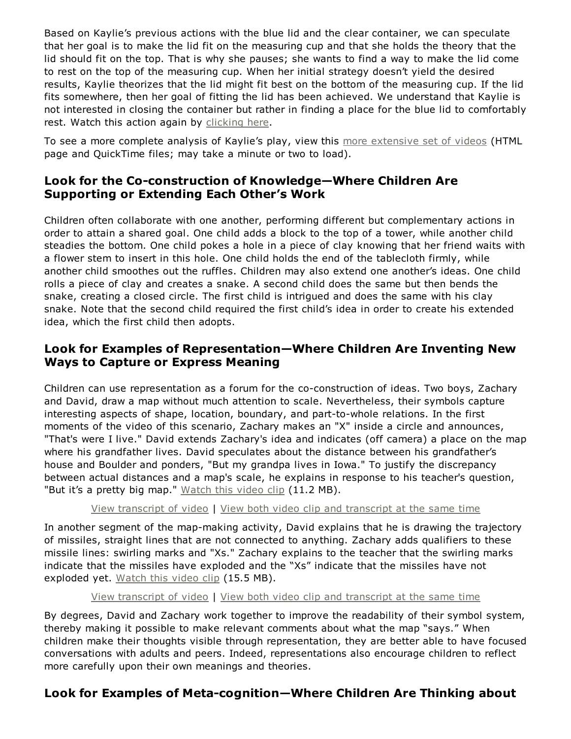Based on Kaylie's previous actions with the blue lid and the clear container, we can speculate that her goal is to make the lid fit on the measuring cup and that she holds the theory that the lid should fit on the top. That is why she pauses; she wants to find a way to make the lid come to rest on the top of the measuring cup. When her initial strategy doesn't yield the desired results, Kaylie theorizes that the lid might fit best on the bottom of the measuring cup. If the lid fits somewhere, then her goal of fitting the lid has been achieved. We understand that Kaylie is not interested in closing the container but rather in finding a place for the blue lid to comfortably rest. Watch this action again by clicking here.

To see a more complete analysis of Kaylie's play, view this more extensive set of videos (HTML page and QuickTime files; may take a minute or two to load).

## Look for the Co-construction of Knowledge—Where Children Are Supporting or Extending Each Other's Work

Children often collaborate with one another, performing different but complementary actions in order to attain a shared goal. One child adds a block to the top of a tower, while another child steadies the bottom. One child pokes a hole in a piece of clay knowing that her friend waits with a flower stem to insert in this hole. One child holds the end of the tablecloth firmly, while another child smoothes out the ruffles. Children may also extend one another's ideas. One child rolls a piece of clay and creates a snake. A second child does the same but then bends the snake, creating a closed circle. The first child is intrigued and does the same with his clay snake. Note that the second child required the first child's idea in order to create his extended idea, which the first child then adopts.

## Look for Examples of Representation—Where Children Are Inventing New Ways to Capture or Express Meaning

Children can use representation as a forum for the co-construction of ideas. Two boys, Zachary and David, draw a map without much attention to scale. Nevertheless, their symbols capture interesting aspects of shape, location, boundary, and part-to-whole relations. In the first moments of the video of this scenario, Zachary makes an "X" inside a circle and announces, "That's were I live." David extends Zachary's idea and indicates (off camera) a place on the map where his grandfather lives. David speculates about the distance between his grandfather's house and Boulder and ponders, "But my grandpa lives in Iowa." To justify the discrepancy between actual distances and a map's scale, he explains in response to his teacher's question, "But it's a pretty big map." Watch this video clip (11.2 MB).

View transcript of video | View both video clip and transcript at the same time

In another segment of the map-making activity, David explains that he is drawing the trajectory of missiles, straight lines that are not connected to anything. Zachary adds qualifiers to these missile lines: swirling marks and "Xs." Zachary explains to the teacher that the swirling marks indicate that the missiles have exploded and the "Xs" indicate that the missiles have not exploded yet. Watch this video clip (15.5 MB).

View transcript of video | View both video clip and transcript at the same time

By degrees, David and Zachary work together to improve the readability of their symbol system, thereby making it possible to make relevant comments about what the map "says." When children make their thoughts visible through representation, they are better able to have focused conversations with adults and peers. Indeed, representations also encourage children to reflect more carefully upon their own meanings and theories.

## Look for Examples of Meta-cognition—Where Children Are Thinking about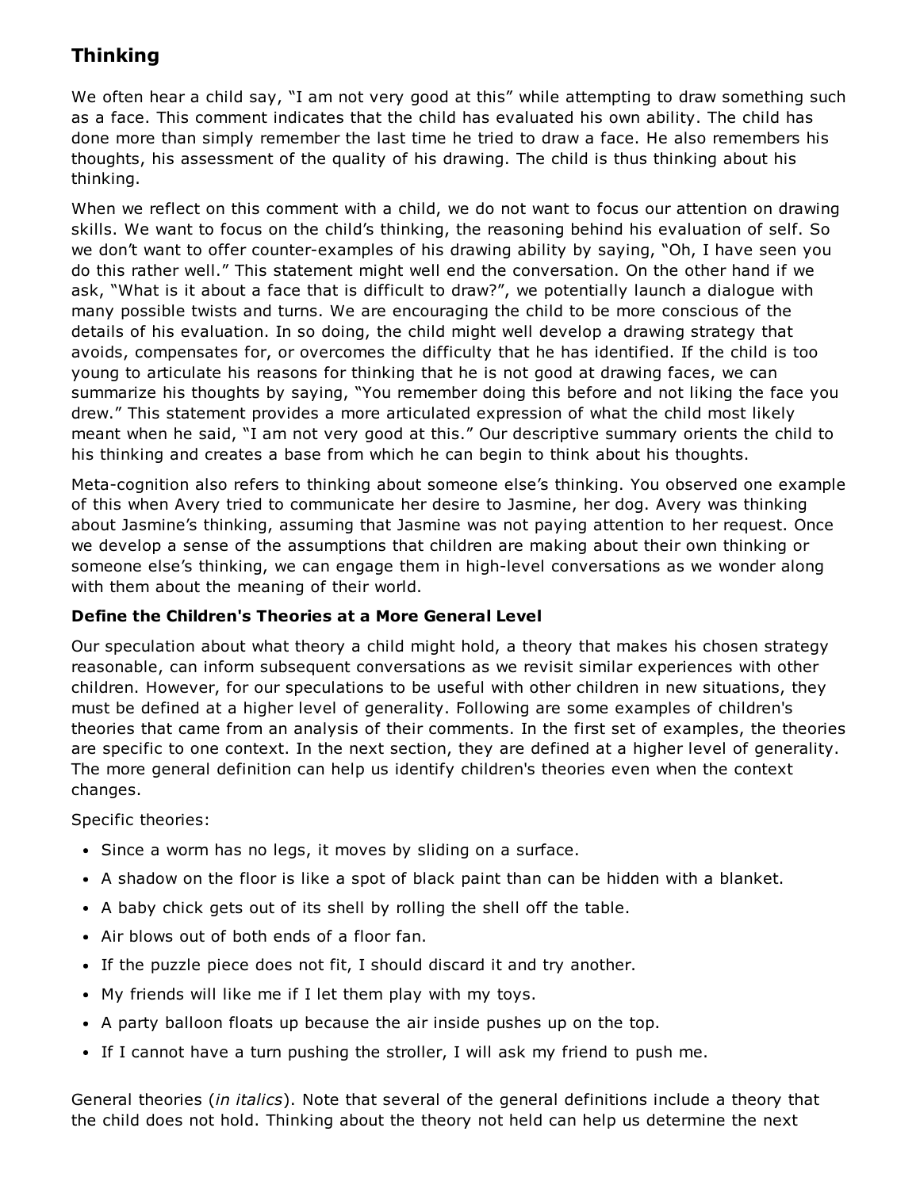## Thinking

We often hear a child say, "I am not very good at this" while attempting to draw something such as a face. This comment indicates that the child has evaluated his own ability. The child has done more than simply remember the last time he tried to draw a face. He also remembers his thoughts, his assessment of the quality of his drawing. The child is thus thinking about his thinking.

When we reflect on this comment with a child, we do not want to focus our attention on drawing skills. We want to focus on the child's thinking, the reasoning behind his evaluation of self. So we don't want to offer counter-examples of his drawing ability by saying, "Oh, I have seen you do this rather well." This statement might well end the conversation. On the other hand if we ask, "What is it about a face that is difficult to draw?", we potentially launch a dialogue with many possible twists and turns. We are encouraging the child to be more conscious of the details of his evaluation. In so doing, the child might well develop a drawing strategy that avoids, compensates for, or overcomes the difficulty that he has identified. If the child is too young to articulate his reasons for thinking that he is not good at drawing faces, we can summarize his thoughts by saying, "You remember doing this before and not liking the face you drew." This statement provides a more articulated expression of what the child most likely meant when he said, "I am not very good at this." Our descriptive summary orients the child to his thinking and creates a base from which he can begin to think about his thoughts.

Meta-cognition also refers to thinking about someone else's thinking. You observed one example of this when Avery tried to communicate her desire to Jasmine, her dog. Avery was thinking about Jasmine's thinking, assuming that Jasmine was not paying attention to her request. Once we develop a sense of the assumptions that children are making about their own thinking or someone else's thinking, we can engage them in high-level conversations as we wonder along with them about the meaning of their world.

**Define the Children's Theories at a More General Level**

Our speculation about what theory a child might hold, a theory that makes his chosen strategy reasonable, can inform subsequent conversations as we revisit similar experiences with other children. However, for our speculations to be useful with other children in new situations, they must be defined at a higher level of generality. Following are some examples of children's theories that came from an analysis of their comments. In the first set of examples, the theories are specific to one context. In the next section, they are defined at a higher level of generality. The more general definition can help us identify children's theories even when the context changes.

Specific theories:

- Since a worm has no legs, it moves by sliding on a surface.
- A shadow on the floor is like a spot of black paint than can be hidden with a blanket.
- A baby chick gets out of its shell by rolling the shell off the table.
- Air blows out of both ends of a floor fan.
- If the puzzle piece does not fit, I should discard it and try another.
- My friends will like me if I let them play with my toys.
- A party balloon floats up because the air inside pushes up on the top.
- If I cannot have a turn pushing the stroller, I will ask my friend to push me.

General theories (*in italics*). Note that several of the general definitions include a theory that the child does not hold. Thinking about the theory not held can help us determine the next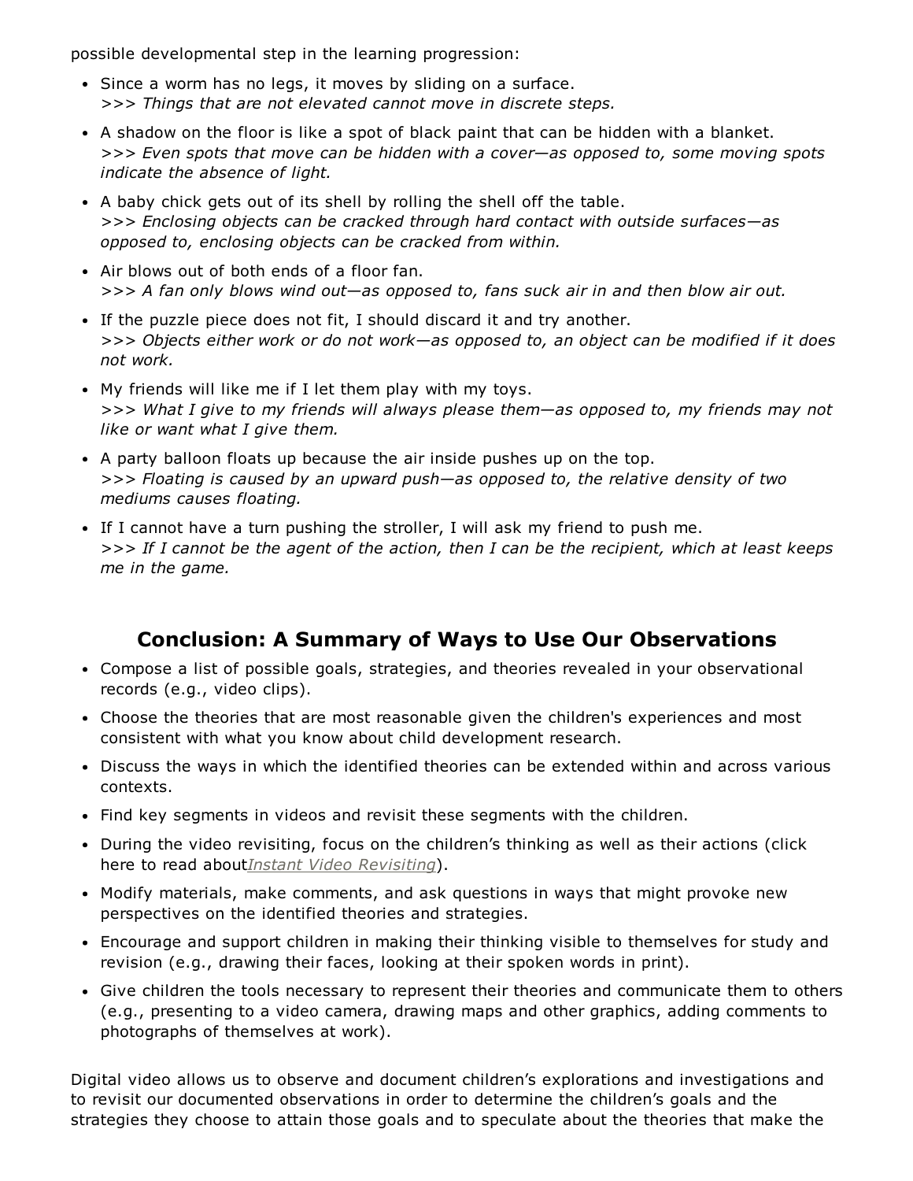possible developmental step in the learning progression:

- Since a worm has no legs, it moves by sliding on a surface.
  >>> *Things that are not elevated cannot move in discrete steps.*
- A shadow on the floor is like a spot of black paint that can be hidden with a blanket.
  >>> *Even spots that move can be hidden with a cover—as opposed to, some moving spots indicate the absence of light.*
- A baby chick gets out of its shell by rolling the shell off the table.
  >>> *Enclosing objects can be cracked through hard contact with outside surfaces—as opposed to, enclosing objects can be cracked from within.*
- Air blows out of both ends of a floor fan.
  >>> *A fan only blows wind out—as opposed to, fans suck air in and then blow air out.*
- If the puzzle piece does not fit, I should discard it and try another.
  >>> *Objects either work or do not work—as opposed to, an object can be modified if it does not work.*
- My friends will like me if I let them play with my toys.
  >>> *What I give to my friends will always please them—as opposed to, my friends may not like or want what I give them.*
- A party balloon floats up because the air inside pushes up on the top.
  >>> *Floating is caused by an upward push—as opposed to, the relative density of two mediums causes floating.*
- If I cannot have a turn pushing the stroller, I will ask my friend to push me.
  >>> *If I cannot be the agent of the action, then I can be the recipient, which at least keeps me in the game.*

## Conclusion: A Summary of Ways to Use Our Observations

- Compose a list of possible goals, strategies, and theories revealed in your observational records (e.g., video clips).
- Choose the theories that are most reasonable given the children's experiences and most consistent with what you know about child development research.
- Discuss the ways in which the identified theories can be extended within and across various contexts.
- Find key segments in videos and revisit these segments with the children.
- During the video revisiting, focus on the children's thinking as well as their actions (click here to read about*Instant Video Revisiting*).
- Modify materials, make comments, and ask questions in ways that might provoke new perspectives on the identified theories and strategies.
- Encourage and support children in making their thinking visible to themselves for study and revision (e.g., drawing their faces, looking at their spoken words in print).
- Give children the tools necessary to represent their theories and communicate them to others (e.g., presenting to a video camera, drawing maps and other graphics, adding comments to photographs of themselves at work).

Digital video allows us to observe and document children's explorations and investigations and to revisit our documented observations in order to determine the children's goals and the strategies they choose to attain those goals and to speculate about the theories that make the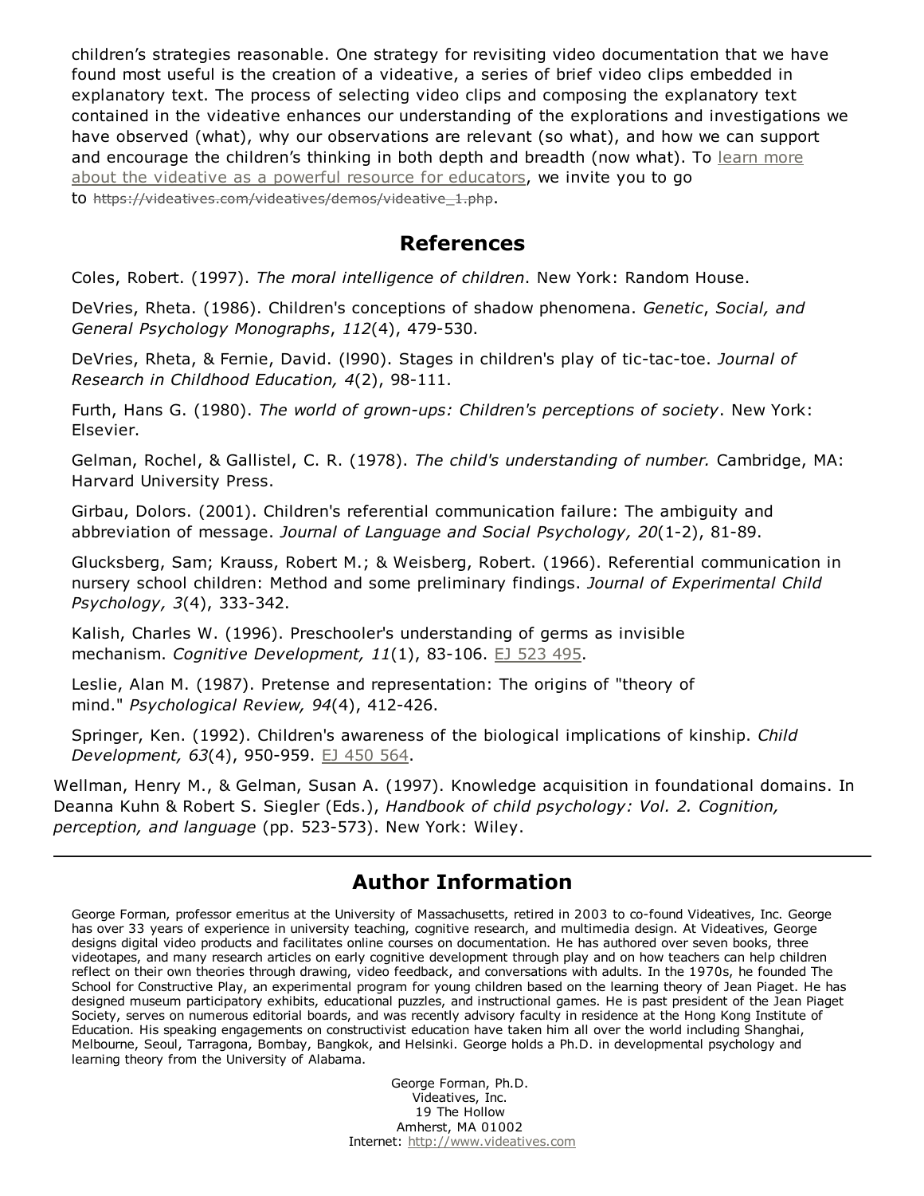children's strategies reasonable. One strategy for revisiting video documentation that we have found most useful is the creation of a videative, a series of brief video clips embedded in explanatory text. The process of selecting video clips and composing the explanatory text contained in the videative enhances our understanding of the explorations and investigations we have observed (what), why our observations are relevant (so what), and how we can support and encourage the children's thinking in both depth and breadth (now what). To learn more about the videative as a powerful resource for educators, we invite you to go to ~~https://videatives.com/videatives/demos/videative_1.php~~.

## References

Coles, Robert. (1997). *The moral intelligence of children*. New York: Random House.

DeVries, Rheta. (1986). Children's conceptions of shadow phenomena. *Genetic*, *Social, and General Psychology Monographs*, *112*(4), 479-530.

DeVries, Rheta, & Fernie, David. (l990). Stages in children's play of tic-tac-toe. *Journal of Research in Childhood Education, 4*(2), 98-111.

Furth, Hans G. (1980). *The world of grown-ups: Children's perceptions of society*. New York: Elsevier.

Gelman, Rochel, & Gallistel, C. R. (1978). *The child's understanding of number.* Cambridge, MA: Harvard University Press.

Girbau, Dolors. (2001). Children's referential communication failure: The ambiguity and abbreviation of message. *Journal of Language and Social Psychology, 20*(1-2), 81-89.

Glucksberg, Sam; Krauss, Robert M.; & Weisberg, Robert. (1966). Referential communication in nursery school children: Method and some preliminary findings. *Journal of Experimental Child Psychology, 3*(4), 333-342.

Kalish, Charles W. (1996). Preschooler's understanding of germs as invisible mechanism. *Cognitive Development, 11*(1), 83-106. EJ 523 495.

Leslie, Alan M. (1987). Pretense and representation: The origins of "theory of mind." *Psychological Review, 94*(4), 412-426.

Springer, Ken. (1992). Children's awareness of the biological implications of kinship. *Child Development, 63*(4), 950-959. EJ 450 564.

Wellman, Henry M., & Gelman, Susan A. (1997). Knowledge acquisition in foundational domains. In Deanna Kuhn & Robert S. Siegler (Eds.), *Handbook of child psychology: Vol. 2. Cognition, perception, and language* (pp. 523-573). New York: Wiley.

---

## Author Information

George Forman, professor emeritus at the University of Massachusetts, retired in 2003 to co-found Videatives, Inc. George has over 33 years of experience in university teaching, cognitive research, and multimedia design. At Videatives, George designs digital video products and facilitates online courses on documentation. He has authored over seven books, three videotapes, and many research articles on early cognitive development through play and on how teachers can help children reflect on their own theories through drawing, video feedback, and conversations with adults. In the 1970s, he founded The School for Constructive Play, an experimental program for young children based on the learning theory of Jean Piaget. He has designed museum participatory exhibits, educational puzzles, and instructional games. He is past president of the Jean Piaget Society, serves on numerous editorial boards, and was recently advisory faculty in residence at the Hong Kong Institute of Education. His speaking engagements on constructivist education have taken him all over the world including Shanghai, Melbourne, Seoul, Tarragona, Bombay, Bangkok, and Helsinki. George holds a Ph.D. in developmental psychology and learning theory from the University of Alabama.

George Forman, Ph.D.
Videatives, Inc.
19 The Hollow
Amherst, MA 01002
Internet: http://www.videatives.com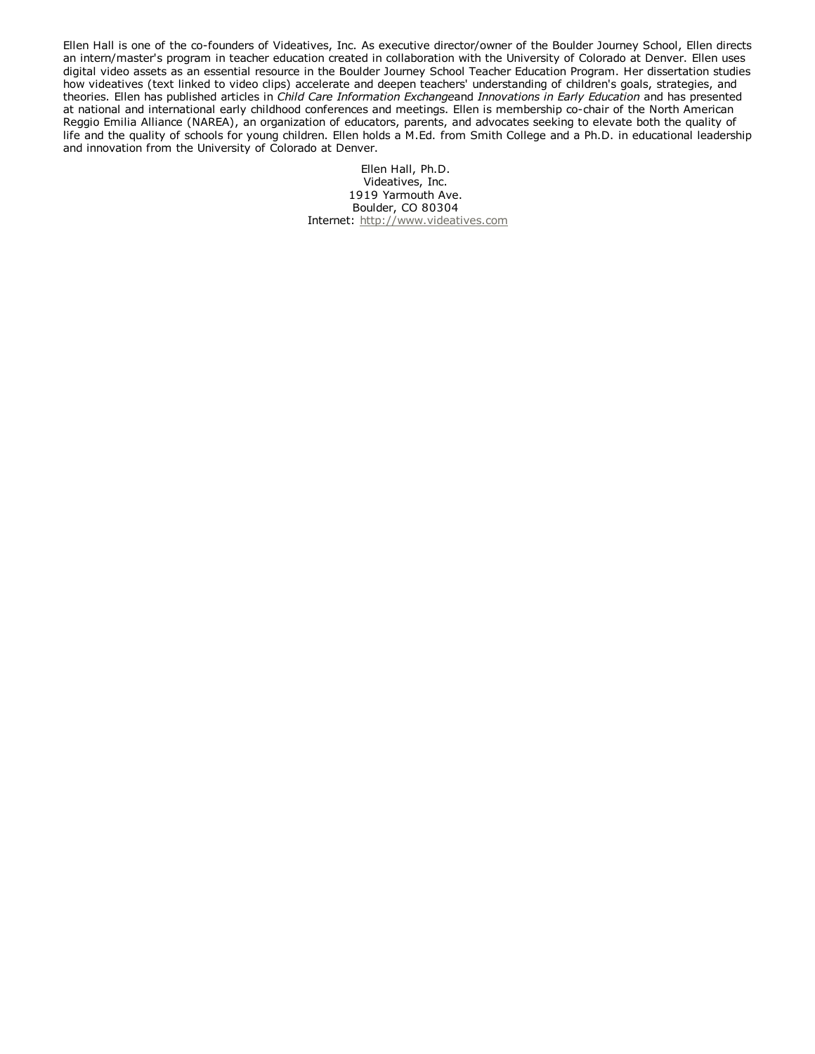Ellen Hall is one of the co-founders of Videatives, Inc. As executive director/owner of the Boulder Journey School, Ellen directs an intern/master's program in teacher education created in collaboration with the University of Colorado at Denver. Ellen uses digital video assets as an essential resource in the Boulder Journey School Teacher Education Program. Her dissertation studies how videatives (text linked to video clips) accelerate and deepen teachers' understanding of children's goals, strategies, and theories. Ellen has published articles in *Child Care Information Exchange*and *Innovations in Early Education* and has presented at national and international early childhood conferences and meetings. Ellen is membership co-chair of the North American Reggio Emilia Alliance (NAREA), an organization of educators, parents, and advocates seeking to elevate both the quality of life and the quality of schools for young children. Ellen holds a M.Ed. from Smith College and a Ph.D. in educational leadership and innovation from the University of Colorado at Denver.

Ellen Hall, Ph.D.
Videatives, Inc.
1919 Yarmouth Ave.
Boulder, CO 80304
Internet: http://www.videatives.com